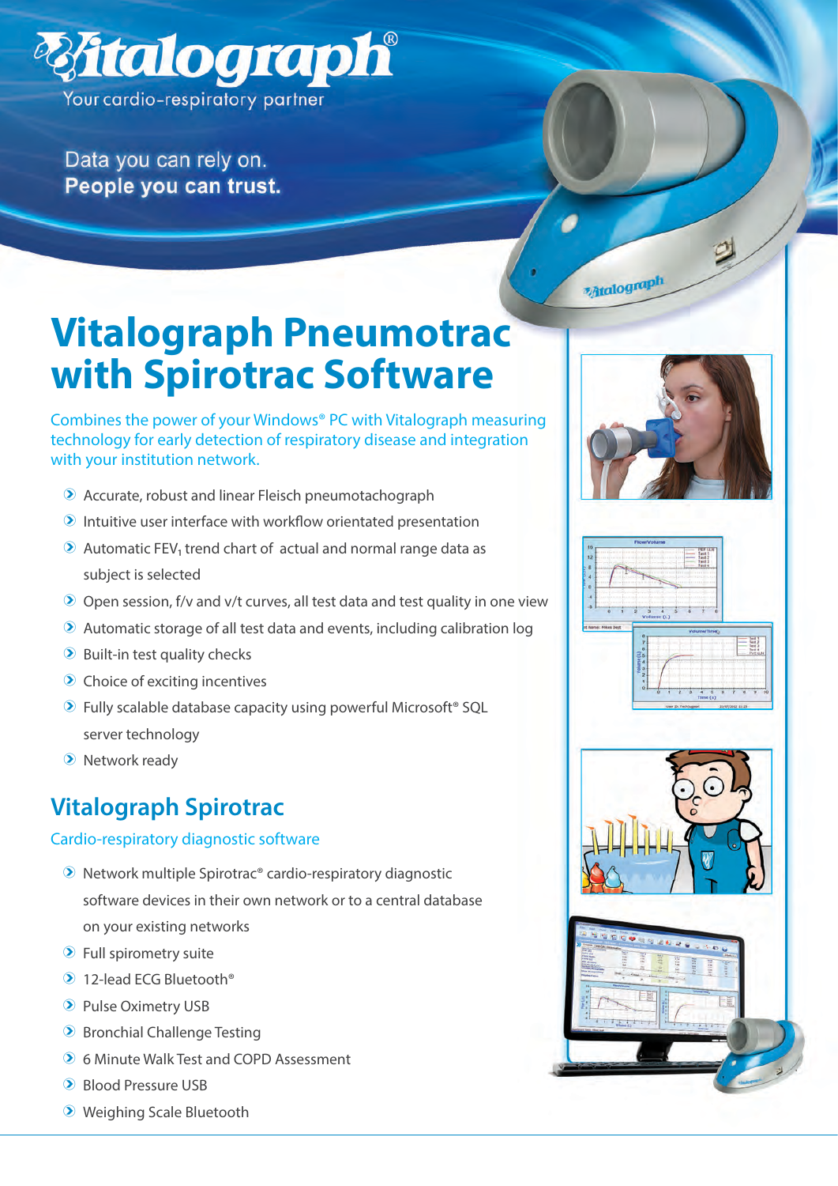Vitalograph®

Your cardio-respiratory partner

Data you can rely on.
**People you can trust.**

# Vitalograph Pneumotrac with Spirotrac Software

Combines the power of your Windows® PC with Vitalograph measuring technology for early detection of respiratory disease and integration with your institution network.

- Accurate, robust and linear Fleisch pneumotachograph
- Intuitive user interface with workflow orientated presentation
- Automatic $FEV_1$ trend chart of actual and normal range data as subject is selected
- Open session, f/v and v/t curves, all test data and test quality in one view
- Automatic storage of all test data and events, including calibration log
- Built-in test quality checks
- Choice of exciting incentives
- Fully scalable database capacity using powerful Microsoft® SQL server technology
- Network ready

## Vitalograph Spirotrac

### Cardio-respiratory diagnostic software

- Network multiple Spirotrac® cardio-respiratory diagnostic software devices in their own network or to a central database on your existing networks
- Full spirometry suite
- 12-lead ECG Bluetooth®
- Pulse Oximetry USB
- Bronchial Challenge Testing
- 6 Minute Walk Test and COPD Assessment
- Blood Pressure USB
- Weighing Scale Bluetooth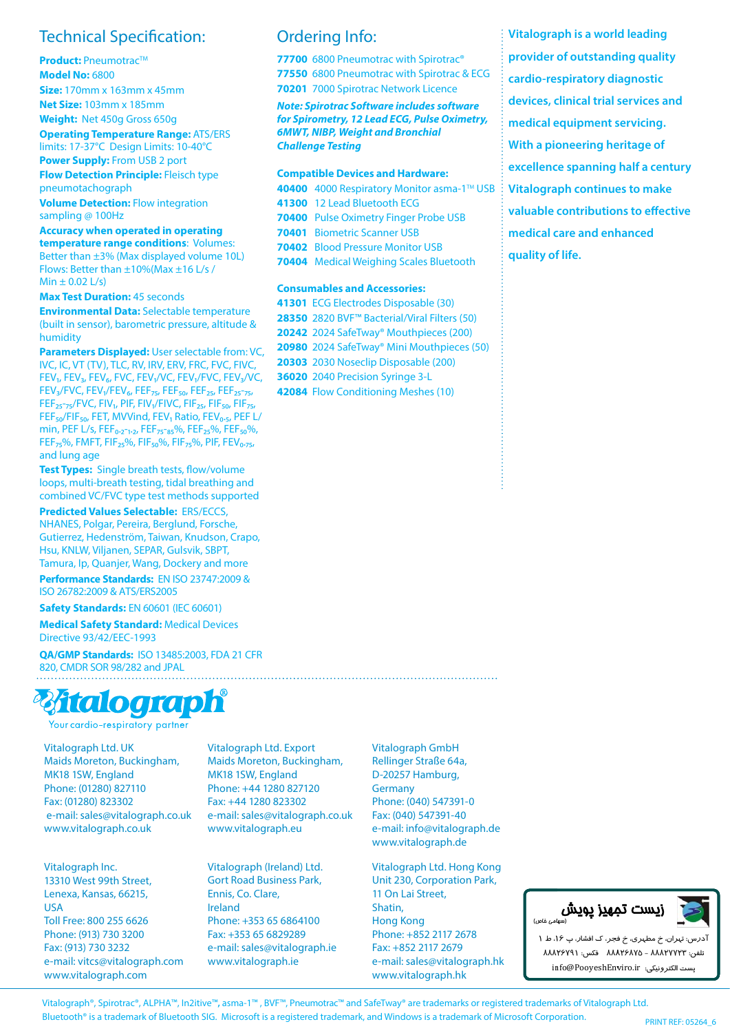## Technical Specification:

**Product:** Pneumotrac™

**Model No:** 6800

**Size:** 170mm x 163mm x 45mm

**Net Size:** 103mm x 185mm

**Weight:** Net 450g Gross 650g

**Operating Temperature Range:** ATS/ERS limits: 17-37°C Design Limits: 10-40°C

**Power Supply:** From USB 2 port

**Flow Detection Principle:** Fleisch type pneumotachograph

**Volume Detection:** Flow integration sampling @ 100Hz

**Accuracy when operated in operating temperature range conditions**: Volumes: Better than ±3% (Max displayed volume 10L) Flows: Better than ±10%(Max ±16 L/s / Min ± 0.02 L/s)

**Max Test Duration:** 45 seconds

**Environmental Data:** Selectable temperature (built in sensor), barometric pressure, altitude & humidity

**Parameters Displayed:** User selectable from: VC, IVC, IC, VT (TV), TLC, RV, IRV, ERV, FRC, FVC, FIVC, $FEV_1$, $FEV_3$, $FEV_6$, FVC, $FEV_1$/VC, $FEV_1$/FVC, $FEV_3$/VC, $FEV_3$/FVC, $FEV_1$/$FEV_6$, $FEF_{75}$, $FEF_{50}$, $FEF_{25}$, $FEF_{25-75}$, $FEF_{25-75}$/FVC, $FIV_1$, PIF, $FIV_1$/FIVC, $FIF_{25}$, $FIF_{50}$, $FIF_{75}$, $FEF_{50}$/$FIF_{50}$, FET, MVVind, $FEV_1$ Ratio, $FEV_{0.5}$, PEF L/min, PEF L/s, $FEF_{0.2-1.2}$, $FEF_{75-85}$%, $FEF_{25}$%, $FEF_{50}$%, $FEF_{75}$%, FMFT, $FIF_{25}$%, $FIF_{50}$%, $FIF_{75}$%, PIF, $FEV_{0.75}$, and lung age

**Test Types:** Single breath tests, flow/volume loops, multi-breath testing, tidal breathing and combined VC/FVC type test methods supported

**Predicted Values Selectable:** ERS/ECCS, NHANES, Polgar, Pereira, Berglund, Forsche, Gutierrez, Hedenström, Taiwan, Knudson, Crapo, Hsu, KNLW, Viljanen, SEPAR, Gulsvik, SBPT, Tamura, Ip, Quanjer, Wang, Dockery and more

**Performance Standards:** EN ISO 23747:2009 & ISO 26782:2009 & ATS/ERS2005

**Safety Standards:** EN 60601 (IEC 60601)

**Medical Safety Standard:** Medical Devices Directive 93/42/EEC-1993

**QA/GMP Standards:** ISO 13485:2003, FDA 21 CFR 820, CMDR SOR 98/282 and JPAL

## Ordering Info:

**77700** 6800 Pneumotrac with Spirotrac®
**77550** 6800 Pneumotrac with Spirotrac & ECG
**70201** 7000 Spirotrac Network Licence

***Note: Spirotrac Software includes software for Spirometry, 12 Lead ECG, Pulse Oximetry, 6MWT, NIBP, Weight and Bronchial Challenge Testing***

**Compatible Devices and Hardware:**

**40400** 4000 Respiratory Monitor asma-1™ USB
**41300** 12 Lead Bluetooth ECG
**70400** Pulse Oximetry Finger Probe USB
**70401** Biometric Scanner USB
**70402** Blood Pressure Monitor USB
**70404** Medical Weighing Scales Bluetooth

**Consumables and Accessories:**

**41301** ECG Electrodes Disposable (30)
**28350** 2820 BVF™ Bacterial/Viral Filters (50)
**20242** 2024 SafeTway® Mouthpieces (200)
**20980** 2024 SafeTway® Mini Mouthpieces (50)
**20303** 2030 Noseclip Disposable (200)
**36020** 2040 Precision Syringe 3-L
**42084** Flow Conditioning Meshes (10)

**Vitalograph is a world leading provider of outstanding quality cardio-respiratory diagnostic devices, clinical trial services and medical equipment servicing. With a pioneering heritage of excellence spanning half a century Vitalograph continues to make valuable contributions to effective medical care and enhanced quality of life.**

Vitalograph®
Your cardio-respiratory partner

Vitalograph Ltd. UK
Maids Moreton, Buckingham,
MK18 1SW, England
Phone: (01280) 827110
Fax: (01280) 823302
e-mail: sales@vitalograph.co.uk
www.vitalograph.co.uk

Vitalograph Ltd. Export
Maids Moreton, Buckingham,
MK18 1SW, England
Phone: +44 1280 827120
Fax: +44 1280 823302
e-mail: sales@vitalograph.co.uk
www.vitalograph.eu

Vitalograph GmbH
Rellinger Straße 64a,
D-20257 Hamburg,
Germany
Phone: (040) 547391-0
Fax: (040) 547391-40
e-mail: info@vitalograph.de
www.vitalograph.de

Vitalograph Inc.
13310 West 99th Street,
Lenexa, Kansas, 66215,
USA
Toll Free: 800 255 6626
Phone: (913) 730 3200
Fax: (913) 730 3232
e-mail: vitcs@vitalograph.com
www.vitalograph.com

Vitalograph (Ireland) Ltd.
Gort Road Business Park,
Ennis, Co. Clare,
Ireland
Phone: +353 65 6864100
Fax: +353 65 6829289
e-mail: sales@vitalograph.ie
www.vitalograph.ie

Vitalograph Ltd. Hong Kong
Unit 230, Corporation Park,
11 On Lai Street,
Shatin,
Hong Kong
Phone: +852 2117 2678
Fax: +852 2117 2679
e-mail: sales@vitalograph.hk
www.vitalograph.hk

زیست تجهیز پویش
(سهامی خاص)
آدرس: تهران، خ مطهری، خ فجر، ک افشار، پ ۱۶، ط ۱
تلفن: ۸۸۸۲۷۷۲۳ - ۸۸۸۲۶۸۷۵ فکس: ۸۸۸۲۶۷۹۱
پست الکترونیکی: info@PooyeshEnviro.ir

Vitalograph®, Spirotrac®, ALPHA™, In2itive™, asma-1™, BVF™, Pneumotrac™ and SafeTway® are trademarks or registered trademarks of Vitalograph Ltd. Bluetooth® is a trademark of Bluetooth SIG. Microsoft is a registered trademark, and Windows is a trademark of Microsoft Corporation.

PRINT REF: 05264_6